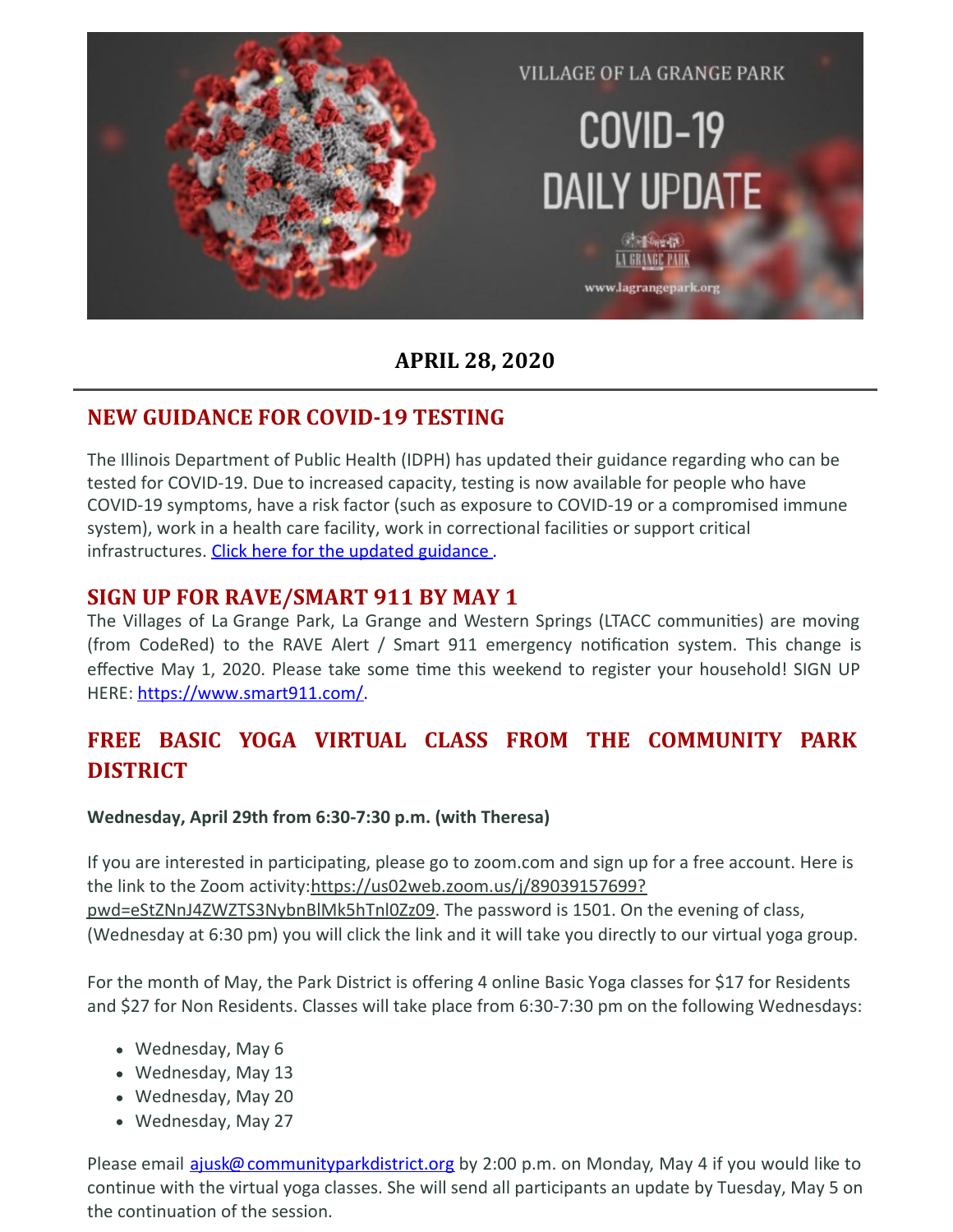VILLAGE OF LA GRANGE PARK

COVID-19 DAILY UPDATE

www.lagrangepark.org

**APRIL 28, 2020**

## NEW GUIDANCE FOR COVID-19 TESTING

The Illinois Department of Public Health (IDPH) has updated their guidance regarding who can be tested for COVID-19. Due to increased capacity, testing is now available for people who have COVID-19 symptoms, have a risk factor (such as exposure to COVID-19 or a compromised immune system), work in a health care facility, work in correctional facilities or support critical infrastructures. [Click here for the updated guidance](#) .

## SIGN UP FOR RAVE/SMART 911 BY MAY 1

The Villages of La Grange Park, La Grange and Western Springs (LTACC communities) are moving (from CodeRed) to the RAVE Alert / Smart 911 emergency notification system. This change is effective May 1, 2020. Please take some time this weekend to register your household! SIGN UP HERE: https://www.smart911.com/.

## FREE BASIC YOGA VIRTUAL CLASS FROM THE COMMUNITY PARK DISTRICT

**Wednesday, April 29th from 6:30-7:30 p.m. (with Theresa)**

If you are interested in participating, please go to zoom.com and sign up for a free account. Here is the link to the Zoom activity:https://us02web.zoom.us/j/89039157699?pwd=eStZNnJ4ZWZTS3NybnBlMk5hTnl0Zz09. The password is 1501. On the evening of class, (Wednesday at 6:30 pm) you will click the link and it will take you directly to our virtual yoga group.

For the month of May, the Park District is offering 4 online Basic Yoga classes for $17 for Residents and $27 for Non Residents. Classes will take place from 6:30-7:30 pm on the following Wednesdays:

- Wednesday, May 6
- Wednesday, May 13
- Wednesday, May 20
- Wednesday, May 27

Please email ajusk@communityparkdistrict.org by 2:00 p.m. on Monday, May 4 if you would like to continue with the virtual yoga classes. She will send all participants an update by Tuesday, May 5 on the continuation of the session.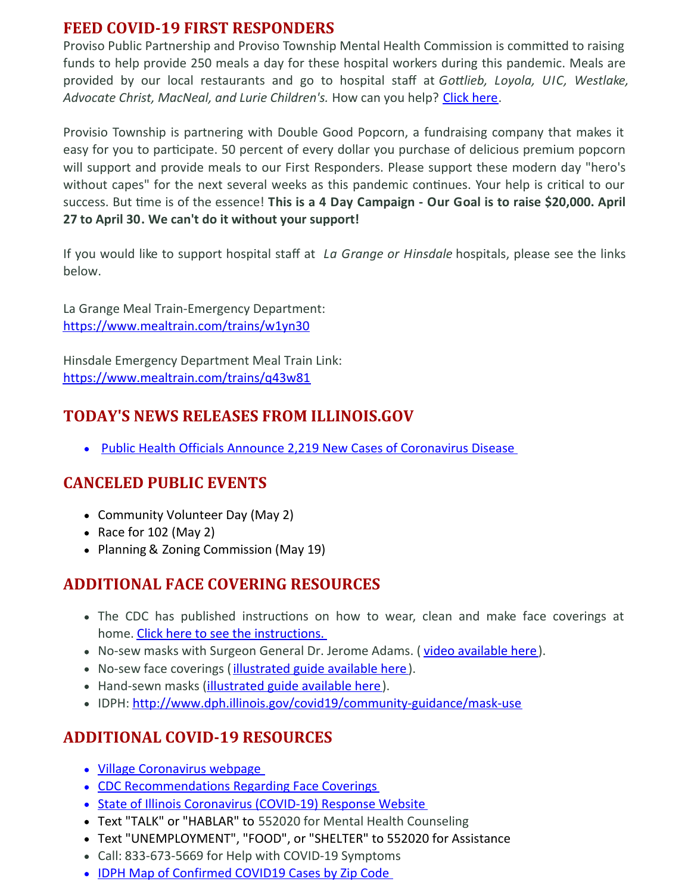## FEED COVID-19 FIRST RESPONDERS

Proviso Public Partnership and Proviso Township Mental Health Commission is committed to raising funds to help provide 250 meals a day for these hospital workers during this pandemic. Meals are provided by our local restaurants and go to hospital staff at *Gottlieb, Loyola, UIC, Westlake, Advocate Christ, MacNeal, and Lurie Children's.* How can you help? Click here.

Provisio Township is partnering with Double Good Popcorn, a fundraising company that makes it easy for you to participate. 50 percent of every dollar you purchase of delicious premium popcorn will support and provide meals to our First Responders. Please support these modern day "hero's without capes" for the next several weeks as this pandemic continues. Your help is critical to our success. But time is of the essence! **This is a 4 Day Campaign - Our Goal is to raise $20,000. April 27 to April 30. We can't do it without your support!**

If you would like to support hospital staff at *La Grange or Hinsdale* hospitals, please see the links below.

La Grange Meal Train-Emergency Department:
https://www.mealtrain.com/trains/w1yn30

Hinsdale Emergency Department Meal Train Link:
https://www.mealtrain.com/trains/q43w81

## TODAY'S NEWS RELEASES FROM ILLINOIS.GOV

- Public Health Officials Announce 2,219 New Cases of Coronavirus Disease

## CANCELED PUBLIC EVENTS

- Community Volunteer Day (May 2)
- Race for 102 (May 2)
- Planning & Zoning Commission (May 19)

## ADDITIONAL FACE COVERING RESOURCES

- The CDC has published instructions on how to wear, clean and make face coverings at home. Click here to see the instructions.
- No-sew masks with Surgeon General Dr. Jerome Adams. ( video available here).
- No-sew face coverings ( illustrated guide available here ).
- Hand-sewn masks (illustrated guide available here ).
- IDPH: http://www.dph.illinois.gov/covid19/community-guidance/mask-use

## ADDITIONAL COVID-19 RESOURCES

- Village Coronavirus webpage
- CDC Recommendations Regarding Face Coverings
- State of Illinois Coronavirus (COVID-19) Response Website
- Text "TALK" or "HABLAR" to 552020 for Mental Health Counseling
- Text "UNEMPLOYMENT", "FOOD", or "SHELTER" to 552020 for Assistance
- Call: 833-673-5669 for Help with COVID-19 Symptoms
- IDPH Map of Confirmed COVID19 Cases by Zip Code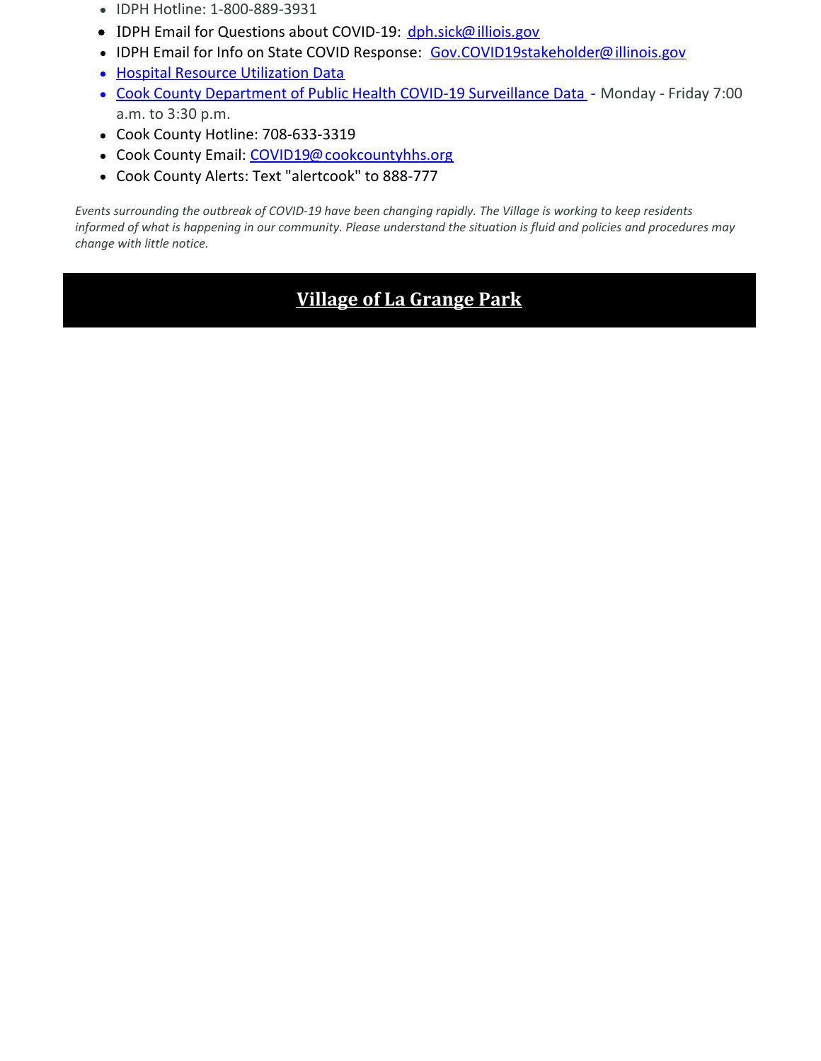- IDPH Hotline: 1-800-889-3931
- IDPH Email for Questions about COVID-19: [dph.sick@illiois.gov](mailto:dph.sick@illiois.gov)
- IDPH Email for Info on State COVID Response: [Gov.COVID19stakeholder@illinois.gov](mailto:Gov.COVID19stakeholder@illinois.gov)
- [Hospital Resource Utilization Data](#)
- [Cook County Department of Public Health COVID-19 Surveillance Data](#) - Monday - Friday 7:00 a.m. to 3:30 p.m.
- Cook County Hotline: 708-633-3319
- Cook County Email: [COVID19@cookcountyhhs.org](mailto:COVID19@cookcountyhhs.org)
- Cook County Alerts: Text "alertcook" to 888-777

*Events surrounding the outbreak of COVID-19 have been changing rapidly. The Village is working to keep residents informed of what is happening in our community. Please understand the situation is fluid and policies and procedures may change with little notice.*

**Village of La Grange Park**